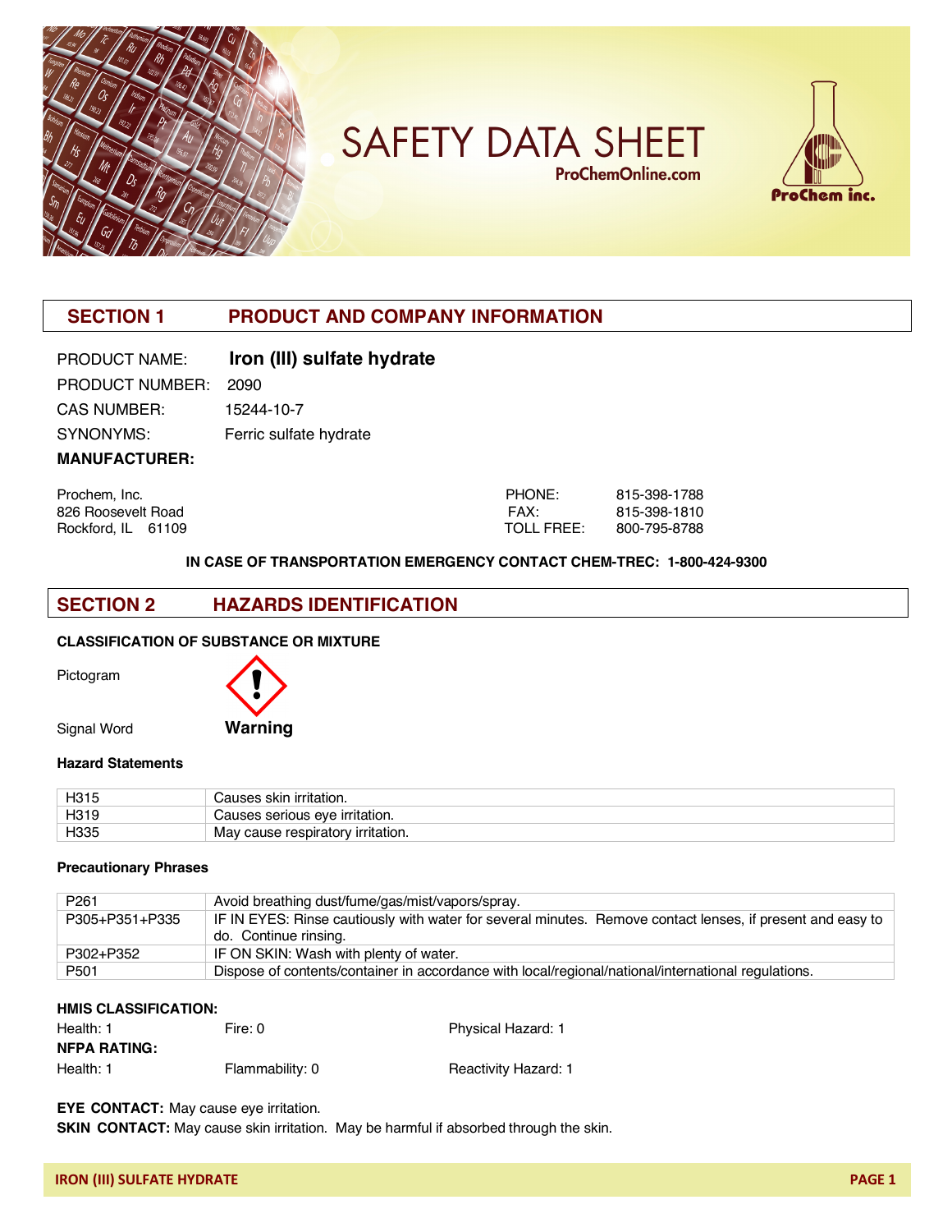# SAFETY DATA SHEET

ProChemOnline.com

ProChem inc.

## SECTION 1 PRODUCT AND COMPANY INFORMATION

PRODUCT NAME: **Iron (III) sulfate hydrate**

PRODUCT NUMBER: 2090

CAS NUMBER: 15244-10-7

SYNONYMS: Ferric sulfate hydrate

**MANUFACTURER:**

Prochem, Inc.
826 Roosevelt Road
Rockford, IL 61109

PHONE: 815-398-1788
FAX: 815-398-1810
TOLL FREE: 800-795-8788

**IN CASE OF TRANSPORTATION EMERGENCY CONTACT CHEM-TREC: 1-800-424-9300**

## SECTION 2 HAZARDS IDENTIFICATION

**CLASSIFICATION OF SUBSTANCE OR MIXTURE**

Pictogram

Signal Word **Warning**

**Hazard Statements**

| | |
|---|---|
| H315 | Causes skin irritation. |
| H319 | Causes serious eye irritation. |
| H335 | May cause respiratory irritation. |

**Precautionary Phrases**

| | |
|---|---|
| P261 | Avoid breathing dust/fume/gas/mist/vapors/spray. |
| P305+P351+P335 | IF IN EYES: Rinse cautiously with water for several minutes. Remove contact lenses, if present and easy to do. Continue rinsing. |
| P302+P352 | IF ON SKIN: Wash with plenty of water. |
| P501 | Dispose of contents/container in accordance with local/regional/national/international regulations. |

**HMIS CLASSIFICATION:**

Health: 1 Fire: 0 Physical Hazard: 1

**NFPA RATING:**

Health: 1 Flammability: 0 Reactivity Hazard: 1

**EYE CONTACT:** May cause eye irritation.

**SKIN CONTACT:** May cause skin irritation. May be harmful if absorbed through the skin.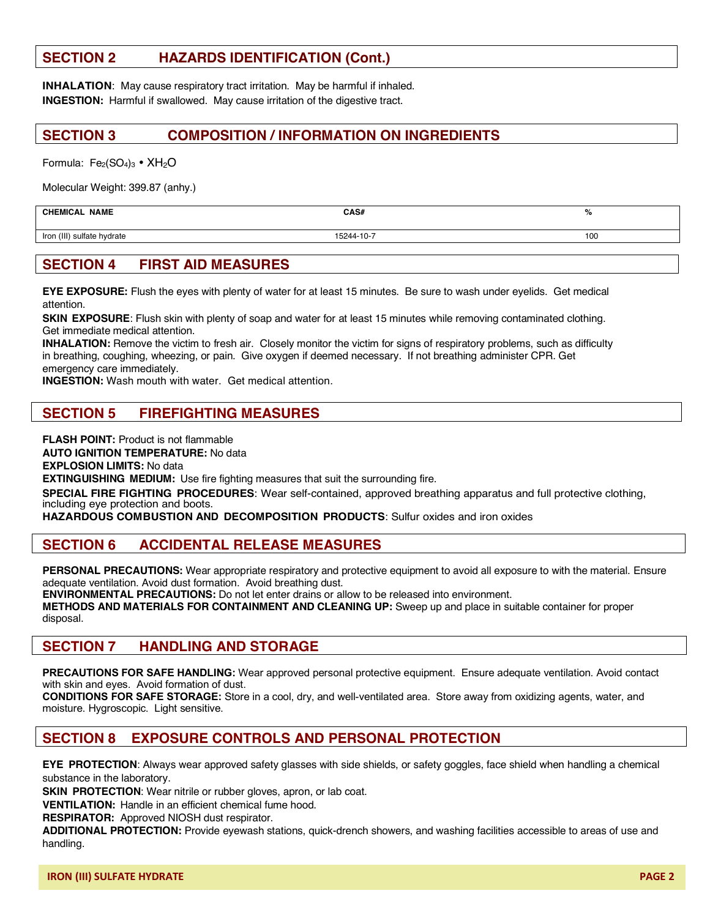## SECTION 2 HAZARDS IDENTIFICATION (Cont.)

**INHALATION**: May cause respiratory tract irritation. May be harmful if inhaled.
**INGESTION:** Harmful if swallowed. May cause irritation of the digestive tract.

## SECTION 3 COMPOSITION / INFORMATION ON INGREDIENTS

Formula: $Fe_2(SO_4)_3 \cdot XH_2O$

Molecular Weight: 399.87 (anhy.)

| CHEMICAL NAME | CAS# | % |
|---|---|---|
| Iron (III) sulfate hydrate | 15244-10-7 | 100 |

## SECTION 4 FIRST AID MEASURES

**EYE EXPOSURE:** Flush the eyes with plenty of water for at least 15 minutes. Be sure to wash under eyelids. Get medical attention.
**SKIN EXPOSURE**: Flush skin with plenty of soap and water for at least 15 minutes while removing contaminated clothing. Get immediate medical attention.
**INHALATION:** Remove the victim to fresh air. Closely monitor the victim for signs of respiratory problems, such as difficulty in breathing, coughing, wheezing, or pain. Give oxygen if deemed necessary. If not breathing administer CPR. Get emergency care immediately.
**INGESTION:** Wash mouth with water. Get medical attention.

## SECTION 5 FIREFIGHTING MEASURES

**FLASH POINT:** Product is not flammable
**AUTO IGNITION TEMPERATURE:** No data
**EXPLOSION LIMITS:** No data
**EXTINGUISHING MEDIUM:** Use fire fighting measures that suit the surrounding fire.
**SPECIAL FIRE FIGHTING PROCEDURES**: Wear self-contained, approved breathing apparatus and full protective clothing, including eye protection and boots.
**HAZARDOUS COMBUSTION AND DECOMPOSITION PRODUCTS**: Sulfur oxides and iron oxides

## SECTION 6 ACCIDENTAL RELEASE MEASURES

**PERSONAL PRECAUTIONS:** Wear appropriate respiratory and protective equipment to avoid all exposure to with the material. Ensure adequate ventilation. Avoid dust formation. Avoid breathing dust.
**ENVIRONMENTAL PRECAUTIONS:** Do not let enter drains or allow to be released into environment.
**METHODS AND MATERIALS FOR CONTAINMENT AND CLEANING UP:** Sweep up and place in suitable container for proper disposal.

## SECTION 7 HANDLING AND STORAGE

**PRECAUTIONS FOR SAFE HANDLING:** Wear approved personal protective equipment. Ensure adequate ventilation. Avoid contact with skin and eyes. Avoid formation of dust.
**CONDITIONS FOR SAFE STORAGE:** Store in a cool, dry, and well-ventilated area. Store away from oxidizing agents, water, and moisture. Hygroscopic. Light sensitive.

## SECTION 8 EXPOSURE CONTROLS AND PERSONAL PROTECTION

**EYE PROTECTION**: Always wear approved safety glasses with side shields, or safety goggles, face shield when handling a chemical substance in the laboratory.
**SKIN PROTECTION**: Wear nitrile or rubber gloves, apron, or lab coat.
**VENTILATION:** Handle in an efficient chemical fume hood.
**RESPIRATOR:** Approved NIOSH dust respirator.
**ADDITIONAL PROTECTION:** Provide eyewash stations, quick-drench showers, and washing facilities accessible to areas of use and handling.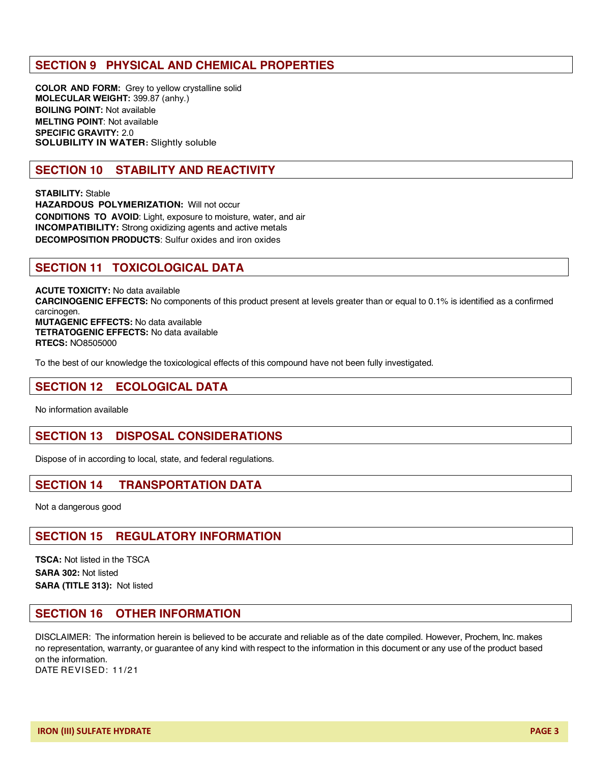## SECTION 9 PHYSICAL AND CHEMICAL PROPERTIES

**COLOR AND FORM:** Grey to yellow crystalline solid
**MOLECULAR WEIGHT:** 399.87 (anhy.)
**BOILING POINT:** Not available
**MELTING POINT**: Not available
**SPECIFIC GRAVITY:** 2.0
**SOLUBILITY IN WATER:** Slightly soluble

## SECTION 10 STABILITY AND REACTIVITY

**STABILITY:** Stable
**HAZARDOUS POLYMERIZATION:** Will not occur
**CONDITIONS TO AVOID**: Light, exposure to moisture, water, and air
**INCOMPATIBILITY:** Strong oxidizing agents and active metals
**DECOMPOSITION PRODUCTS**: Sulfur oxides and iron oxides

## SECTION 11 TOXICOLOGICAL DATA

**ACUTE TOXICITY:** No data available
**CARCINOGENIC EFFECTS:** No components of this product present at levels greater than or equal to 0.1% is identified as a confirmed carcinogen.
**MUTAGENIC EFFECTS:** No data available
**TETRATOGENIC EFFECTS:** No data available
**RTECS:** NO8505000

To the best of our knowledge the toxicological effects of this compound have not been fully investigated.

## SECTION 12 ECOLOGICAL DATA

No information available

## SECTION 13 DISPOSAL CONSIDERATIONS

Dispose of in according to local, state, and federal regulations.

## SECTION 14 TRANSPORTATION DATA

Not a dangerous good

## SECTION 15 REGULATORY INFORMATION

**TSCA:** Not listed in the TSCA
**SARA 302:** Not listed
**SARA (TITLE 313):** Not listed

## SECTION 16 OTHER INFORMATION

DISCLAIMER: The information herein is believed to be accurate and reliable as of the date compiled. However, Prochem, Inc. makes no representation, warranty, or guarantee of any kind with respect to the information in this document or any use of the product based on the information.
DATE REVISED: 11/21